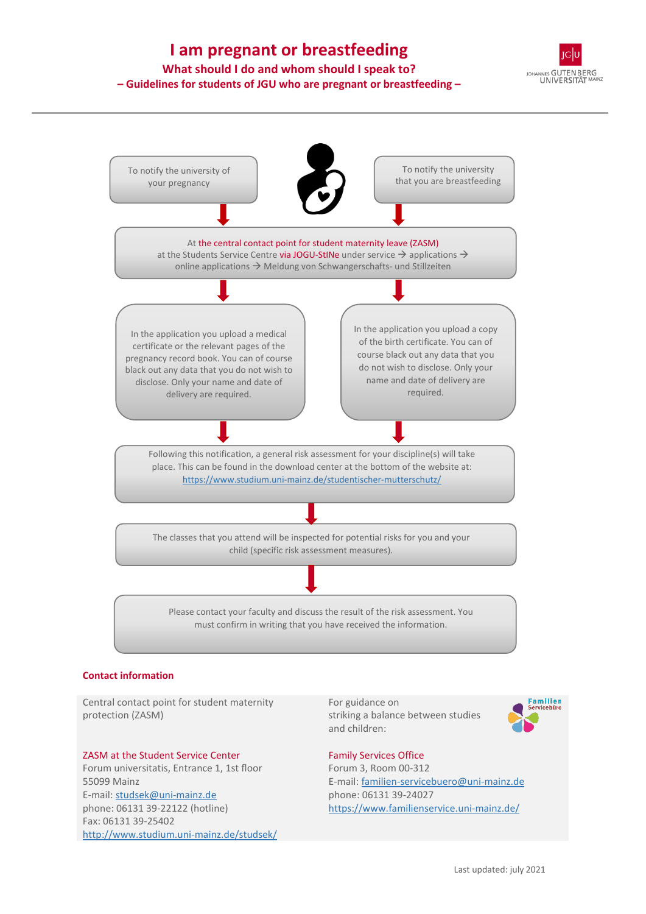# I am pregnant or breastfeeding

## What should I do and whom should I speak to?

## – Guidelines for students of JGU who are pregnant or breastfeeding –

To notify the university of your pregnancy

To notify the university that you are breastfeeding

At the central contact point for student maternity leave (ZASM) at the Students Service Centre via JOGU-StINe under service → applications → online applications → Meldung von Schwangerschafts- und Stillzeiten

In the application you upload a medical certificate or the relevant pages of the pregnancy record book. You can of course black out any data that you do not wish to disclose. Only your name and date of delivery are required.

In the application you upload a copy of the birth certificate. You can of course black out any data that you do not wish to disclose. Only your name and date of delivery are required.

Following this notification, a general risk assessment for your discipline(s) will take place. This can be found in the download center at the bottom of the website at: https://www.studium.uni-mainz.de/studentischer-mutterschutz/

The classes that you attend will be inspected for potential risks for you and your child (specific risk assessment measures).

Please contact your faculty and discuss the result of the risk assessment. You must confirm in writing that you have received the information.

### Contact information

Central contact point for student maternity protection (ZASM)

ZASM at the Student Service Center
Forum universitatis, Entrance 1, 1st floor
55099 Mainz
E-mail: studsek@uni-mainz.de
phone: 06131 39-22122 (hotline)
Fax: 06131 39-25402
http://www.studium.uni-mainz.de/studsek/

For guidance on striking a balance between studies and children:

Family Services Office
Forum 3, Room 00-312
E-mail: familien-servicebuero@uni-mainz.de
phone: 06131 39-24027
https://www.familienservice.uni-mainz.de/

Last updated: july 2021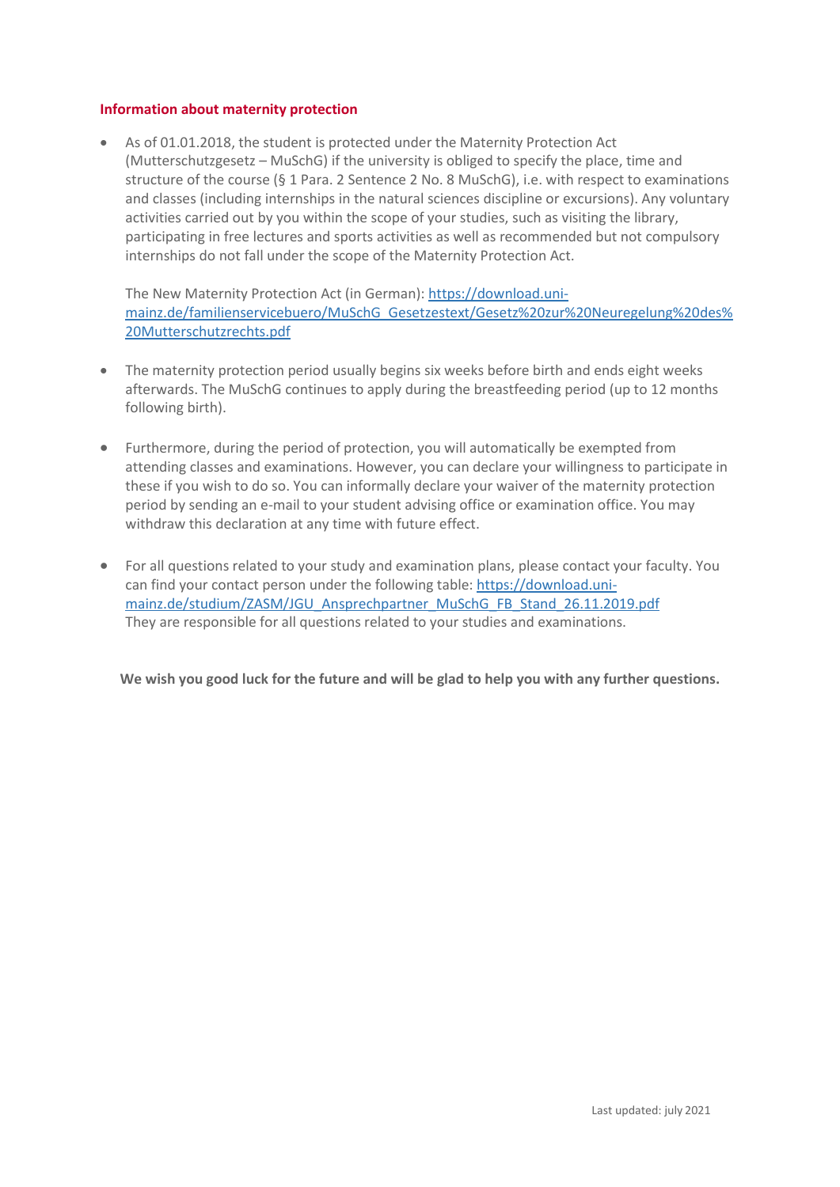## Information about maternity protection

- As of 01.01.2018, the student is protected under the Maternity Protection Act (Mutterschutzgesetz – MuSchG) if the university is obliged to specify the place, time and structure of the course (§ 1 Para. 2 Sentence 2 No. 8 MuSchG), i.e. with respect to examinations and classes (including internships in the natural sciences discipline or excursions). Any voluntary activities carried out by you within the scope of your studies, such as visiting the library, participating in free lectures and sports activities as well as recommended but not compulsory internships do not fall under the scope of the Maternity Protection Act.

  The New Maternity Protection Act (in German): https://download.uni-mainz.de/familienservicebuero/MuSchG_Gesetzestext/Gesetz%20zur%20Neuregelung%20des%20Mutterschutzrechts.pdf

- The maternity protection period usually begins six weeks before birth and ends eight weeks afterwards. The MuSchG continues to apply during the breastfeeding period (up to 12 months following birth).

- Furthermore, during the period of protection, you will automatically be exempted from attending classes and examinations. However, you can declare your willingness to participate in these if you wish to do so. You can informally declare your waiver of the maternity protection period by sending an e-mail to your student advising office or examination office. You may withdraw this declaration at any time with future effect.

- For all questions related to your study and examination plans, please contact your faculty. You can find your contact person under the following table: https://download.uni-mainz.de/studium/ZASM/JGU_Ansprechpartner_MuSchG_FB_Stand_26.11.2019.pdf
  They are responsible for all questions related to your studies and examinations.

**We wish you good luck for the future and will be glad to help you with any further questions.**

Last updated: july 2021